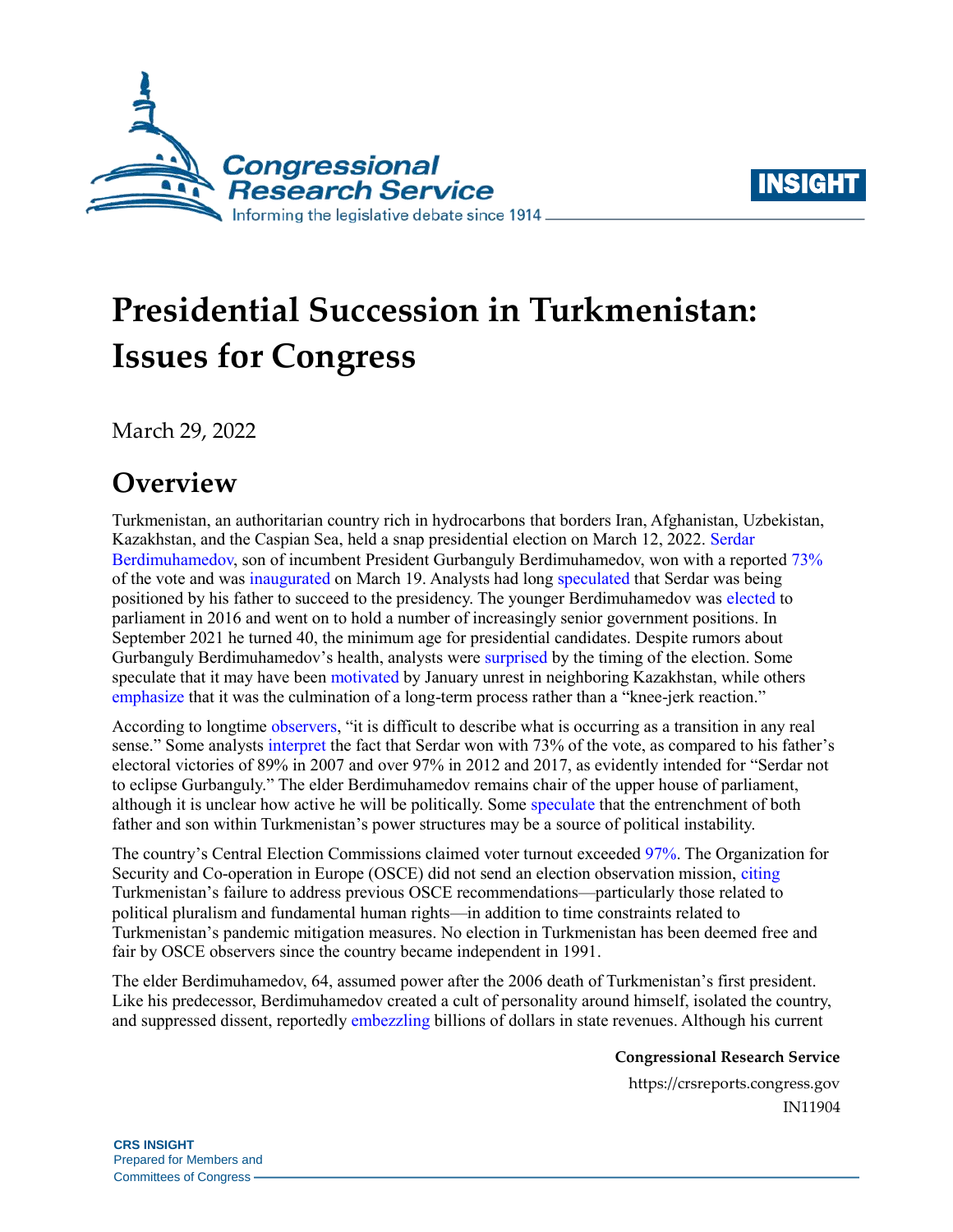# Presidential Succession in Turkmenistan: Issues for Congress

March 29, 2022

## Overview

Turkmenistan, an authoritarian country rich in hydrocarbons that borders Iran, Afghanistan, Uzbekistan, Kazakhstan, and the Caspian Sea, held a snap presidential election on March 12, 2022. Serdar Berdimuhamedov, son of incumbent President Gurbanguly Berdimuhamedov, won with a reported 73% of the vote and was inaugurated on March 19. Analysts had long speculated that Serdar was being positioned by his father to succeed to the presidency. The younger Berdimuhamedov was elected to parliament in 2016 and went on to hold a number of increasingly senior government positions. In September 2021 he turned 40, the minimum age for presidential candidates. Despite rumors about Gurbanguly Berdimuhamedov's health, analysts were surprised by the timing of the election. Some speculate that it may have been motivated by January unrest in neighboring Kazakhstan, while others emphasize that it was the culmination of a long-term process rather than a "knee-jerk reaction."

According to longtime observers, "it is difficult to describe what is occurring as a transition in any real sense." Some analysts interpret the fact that Serdar won with 73% of the vote, as compared to his father's electoral victories of 89% in 2007 and over 97% in 2012 and 2017, as evidently intended for "Serdar not to eclipse Gurbanguly." The elder Berdimuhamedov remains chair of the upper house of parliament, although it is unclear how active he will be politically. Some speculate that the entrenchment of both father and son within Turkmenistan's power structures may be a source of political instability.

The country's Central Election Commissions claimed voter turnout exceeded 97%. The Organization for Security and Co-operation in Europe (OSCE) did not send an election observation mission, citing Turkmenistan's failure to address previous OSCE recommendations—particularly those related to political pluralism and fundamental human rights—in addition to time constraints related to Turkmenistan's pandemic mitigation measures. No election in Turkmenistan has been deemed free and fair by OSCE observers since the country became independent in 1991.

The elder Berdimuhamedov, 64, assumed power after the 2006 death of Turkmenistan's first president. Like his predecessor, Berdimuhamedov created a cult of personality around himself, isolated the country, and suppressed dissent, reportedly embezzling billions of dollars in state revenues. Although his current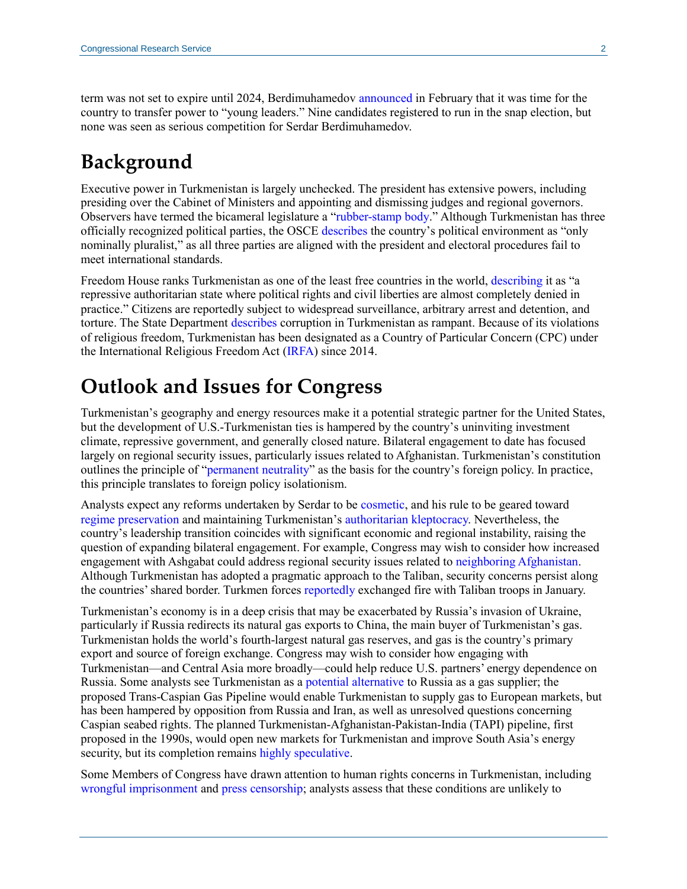term was not set to expire until 2024, Berdimuhamedov announced in February that it was time for the country to transfer power to "young leaders." Nine candidates registered to run in the snap election, but none was seen as serious competition for Serdar Berdimuhamedov.

# Background

Executive power in Turkmenistan is largely unchecked. The president has extensive powers, including presiding over the Cabinet of Ministers and appointing and dismissing judges and regional governors. Observers have termed the bicameral legislature a "rubber-stamp body." Although Turkmenistan has three officially recognized political parties, the OSCE describes the country's political environment as "only nominally pluralist," as all three parties are aligned with the president and electoral procedures fail to meet international standards.

Freedom House ranks Turkmenistan as one of the least free countries in the world, describing it as "a repressive authoritarian state where political rights and civil liberties are almost completely denied in practice." Citizens are reportedly subject to widespread surveillance, arbitrary arrest and detention, and torture. The State Department describes corruption in Turkmenistan as rampant. Because of its violations of religious freedom, Turkmenistan has been designated as a Country of Particular Concern (CPC) under the International Religious Freedom Act (IRFA) since 2014.

# Outlook and Issues for Congress

Turkmenistan's geography and energy resources make it a potential strategic partner for the United States, but the development of U.S.-Turkmenistan ties is hampered by the country's uninviting investment climate, repressive government, and generally closed nature. Bilateral engagement to date has focused largely on regional security issues, particularly issues related to Afghanistan. Turkmenistan's constitution outlines the principle of "permanent neutrality" as the basis for the country's foreign policy. In practice, this principle translates to foreign policy isolationism.

Analysts expect any reforms undertaken by Serdar to be cosmetic, and his rule to be geared toward regime preservation and maintaining Turkmenistan's authoritarian kleptocracy. Nevertheless, the country's leadership transition coincides with significant economic and regional instability, raising the question of expanding bilateral engagement. For example, Congress may wish to consider how increased engagement with Ashgabat could address regional security issues related to neighboring Afghanistan. Although Turkmenistan has adopted a pragmatic approach to the Taliban, security concerns persist along the countries' shared border. Turkmen forces reportedly exchanged fire with Taliban troops in January.

Turkmenistan's economy is in a deep crisis that may be exacerbated by Russia's invasion of Ukraine, particularly if Russia redirects its natural gas exports to China, the main buyer of Turkmenistan's gas. Turkmenistan holds the world's fourth-largest natural gas reserves, and gas is the country's primary export and source of foreign exchange. Congress may wish to consider how engaging with Turkmenistan—and Central Asia more broadly—could help reduce U.S. partners' energy dependence on Russia. Some analysts see Turkmenistan as a potential alternative to Russia as a gas supplier; the proposed Trans-Caspian Gas Pipeline would enable Turkmenistan to supply gas to European markets, but has been hampered by opposition from Russia and Iran, as well as unresolved questions concerning Caspian seabed rights. The planned Turkmenistan-Afghanistan-Pakistan-India (TAPI) pipeline, first proposed in the 1990s, would open new markets for Turkmenistan and improve South Asia's energy security, but its completion remains highly speculative.

Some Members of Congress have drawn attention to human rights concerns in Turkmenistan, including wrongful imprisonment and press censorship; analysts assess that these conditions are unlikely to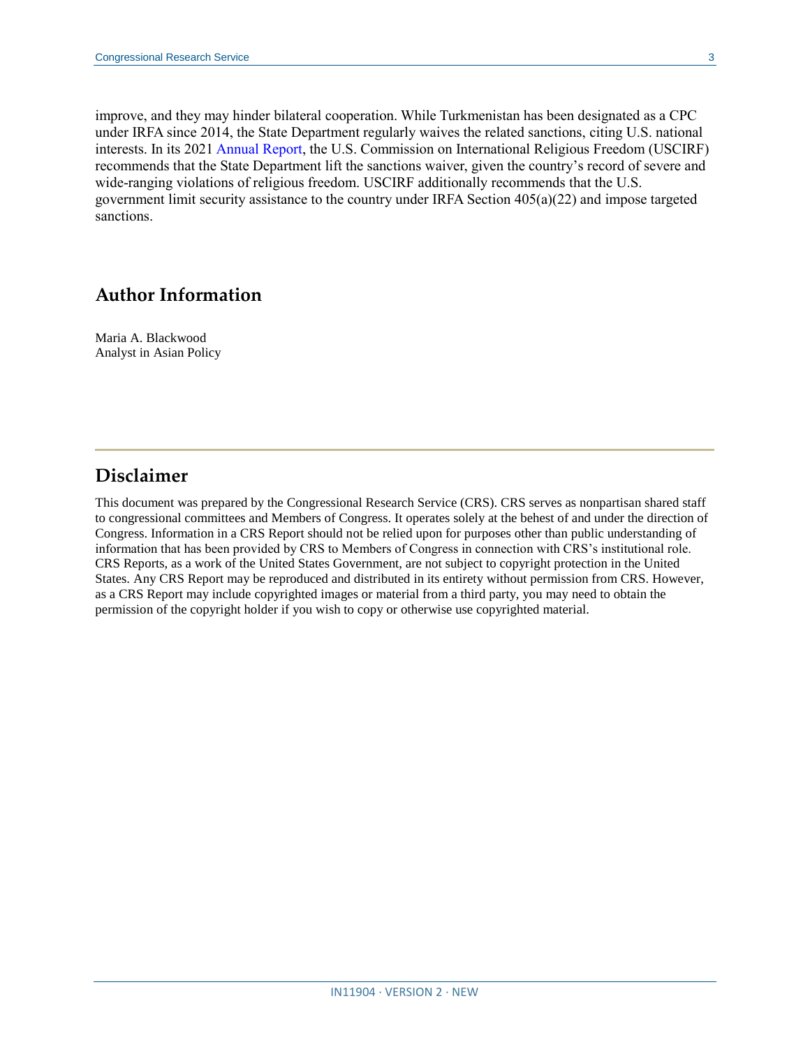improve, and they may hinder bilateral cooperation. While Turkmenistan has been designated as a CPC under IRFA since 2014, the State Department regularly waives the related sanctions, citing U.S. national interests. In its 2021 Annual Report, the U.S. Commission on International Religious Freedom (USCIRF) recommends that the State Department lift the sanctions waiver, given the country's record of severe and wide-ranging violations of religious freedom. USCIRF additionally recommends that the U.S. government limit security assistance to the country under IRFA Section 405(a)(22) and impose targeted sanctions.

## Author Information

Maria A. Blackwood
Analyst in Asian Policy

## Disclaimer

This document was prepared by the Congressional Research Service (CRS). CRS serves as nonpartisan shared staff to congressional committees and Members of Congress. It operates solely at the behest of and under the direction of Congress. Information in a CRS Report should not be relied upon for purposes other than public understanding of information that has been provided by CRS to Members of Congress in connection with CRS's institutional role. CRS Reports, as a work of the United States Government, are not subject to copyright protection in the United States. Any CRS Report may be reproduced and distributed in its entirety without permission from CRS. However, as a CRS Report may include copyrighted images or material from a third party, you may need to obtain the permission of the copyright holder if you wish to copy or otherwise use copyrighted material.